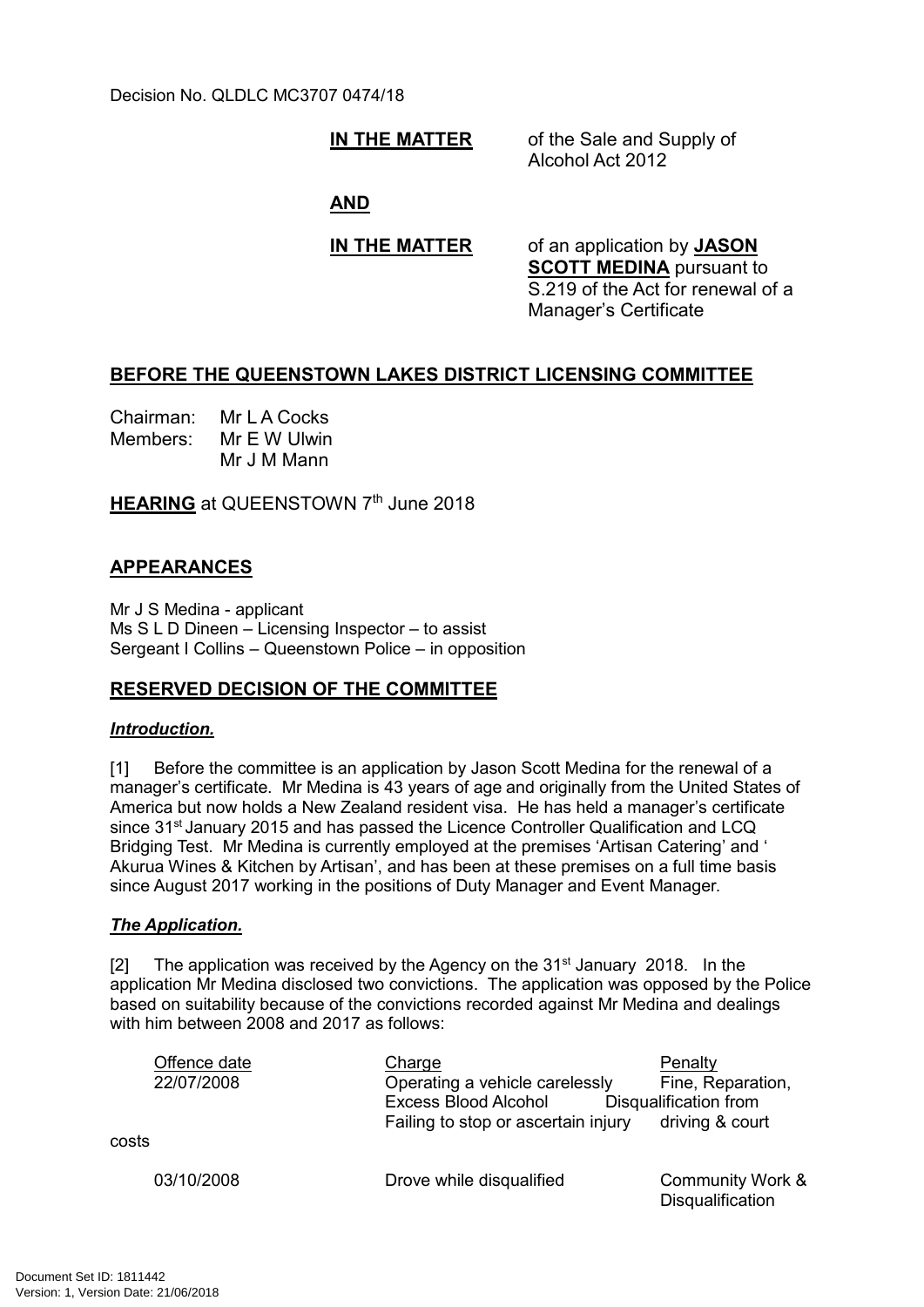Decision No. QLDLC MC3707 0474/18

**IN THE MATTER** of the Sale and Supply of Alcohol Act 2012

**AND**

**IN THE MATTER** of an application by **JASON SCOTT MEDINA** pursuant to S.219 of the Act for renewal of a Manager's Certificate

## BEFORE THE QUEENSTOWN LAKES DISTRICT LICENSING COMMITTEE

Chairman: Mr L A Cocks
Members: Mr E W Ulwin
Mr J M Mann

**HEARING** at QUEENSTOWN 7th June 2018

## APPEARANCES

Mr J S Medina - applicant
Ms S L D Dineen – Licensing Inspector – to assist
Sergeant I Collins – Queenstown Police – in opposition

## RESERVED DECISION OF THE COMMITTEE

### *Introduction.*

[1] Before the committee is an application by Jason Scott Medina for the renewal of a manager's certificate. Mr Medina is 43 years of age and originally from the United States of America but now holds a New Zealand resident visa. He has held a manager's certificate since 31st January 2015 and has passed the Licence Controller Qualification and LCQ Bridging Test. Mr Medina is currently employed at the premises 'Artisan Catering' and ' Akurua Wines & Kitchen by Artisan', and has been at these premises on a full time basis since August 2017 working in the positions of Duty Manager and Event Manager.

### *The Application.*

[2] The application was received by the Agency on the 31st January 2018. In the application Mr Medina disclosed two convictions. The application was opposed by the Police based on suitability because of the convictions recorded against Mr Medina and dealings with him between 2008 and 2017 as follows:

| Offence date | Charge | Penalty |
|---|---|---|
| 22/07/2008 | Operating a vehicle carelessly<br>Excess Blood Alcohol<br>Failing to stop or ascertain injury | Fine, Reparation, Disqualification from driving & court costs |
| 03/10/2008 | Drove while disqualified | Community Work & Disqualification |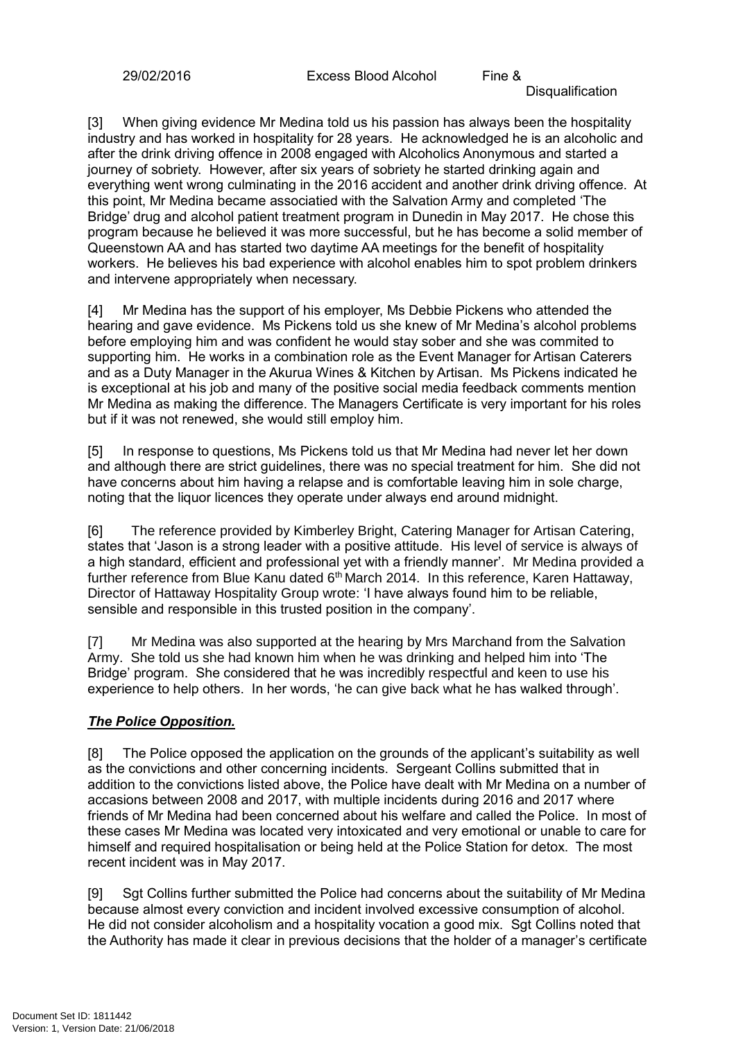| | | |
|---|---|---|
| 29/02/2016 | Excess Blood Alcohol | Fine & Disqualification |

[3] When giving evidence Mr Medina told us his passion has always been the hospitality industry and has worked in hospitality for 28 years. He acknowledged he is an alcoholic and after the drink driving offence in 2008 engaged with Alcoholics Anonymous and started a journey of sobriety. However, after six years of sobriety he started drinking again and everything went wrong culminating in the 2016 accident and another drink driving offence. At this point, Mr Medina became associatied with the Salvation Army and completed 'The Bridge' drug and alcohol patient treatment program in Dunedin in May 2017. He chose this program because he believed it was more successful, but he has become a solid member of Queenstown AA and has started two daytime AA meetings for the benefit of hospitality workers. He believes his bad experience with alcohol enables him to spot problem drinkers and intervene appropriately when necessary.

[4] Mr Medina has the support of his employer, Ms Debbie Pickens who attended the hearing and gave evidence. Ms Pickens told us she knew of Mr Medina's alcohol problems before employing him and was confident he would stay sober and she was commited to supporting him. He works in a combination role as the Event Manager for Artisan Caterers and as a Duty Manager in the Akurua Wines & Kitchen by Artisan. Ms Pickens indicated he is exceptional at his job and many of the positive social media feedback comments mention Mr Medina as making the difference. The Managers Certificate is very important for his roles but if it was not renewed, she would still employ him.

[5] In response to questions, Ms Pickens told us that Mr Medina had never let her down and although there are strict guidelines, there was no special treatment for him. She did not have concerns about him having a relapse and is comfortable leaving him in sole charge, noting that the liquor licences they operate under always end around midnight.

[6] The reference provided by Kimberley Bright, Catering Manager for Artisan Catering, states that 'Jason is a strong leader with a positive attitude. His level of service is always of a high standard, efficient and professional yet with a friendly manner'. Mr Medina provided a further reference from Blue Kanu dated 6th March 2014. In this reference, Karen Hattaway, Director of Hattaway Hospitality Group wrote: 'I have always found him to be reliable, sensible and responsible in this trusted position in the company'.

[7] Mr Medina was also supported at the hearing by Mrs Marchand from the Salvation Army. She told us she had known him when he was drinking and helped him into 'The Bridge' program. She considered that he was incredibly respectful and keen to use his experience to help others. In her words, 'he can give back what he has walked through'.

***The Police Opposition.***

[8] The Police opposed the application on the grounds of the applicant's suitability as well as the convictions and other concerning incidents. Sergeant Collins submitted that in addition to the convictions listed above, the Police have dealt with Mr Medina on a number of accasions between 2008 and 2017, with multiple incidents during 2016 and 2017 where friends of Mr Medina had been concerned about his welfare and called the Police. In most of these cases Mr Medina was located very intoxicated and very emotional or unable to care for himself and required hospitalisation or being held at the Police Station for detox. The most recent incident was in May 2017.

[9] Sgt Collins further submitted the Police had concerns about the suitability of Mr Medina because almost every conviction and incident involved excessive consumption of alcohol. He did not consider alcoholism and a hospitality vocation a good mix. Sgt Collins noted that the Authority has made it clear in previous decisions that the holder of a manager's certificate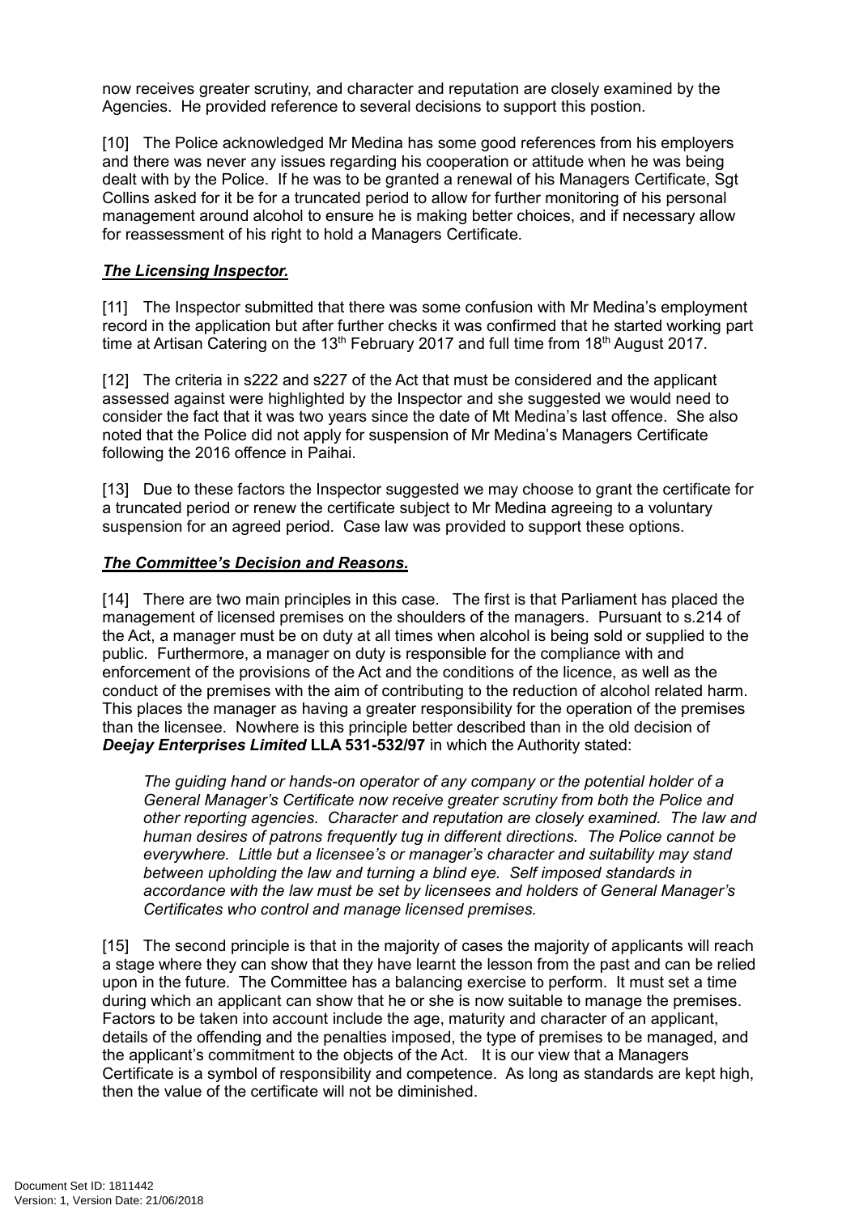now receives greater scrutiny, and character and reputation are closely examined by the Agencies. He provided reference to several decisions to support this postion.

[10] The Police acknowledged Mr Medina has some good references from his employers and there was never any issues regarding his cooperation or attitude when he was being dealt with by the Police. If he was to be granted a renewal of his Managers Certificate, Sgt Collins asked for it be for a truncated period to allow for further monitoring of his personal management around alcohol to ensure he is making better choices, and if necessary allow for reassessment of his right to hold a Managers Certificate.

### ***The Licensing Inspector.***

[11] The Inspector submitted that there was some confusion with Mr Medina's employment record in the application but after further checks it was confirmed that he started working part time at Artisan Catering on the 13th February 2017 and full time from 18th August 2017.

[12] The criteria in s222 and s227 of the Act that must be considered and the applicant assessed against were highlighted by the Inspector and she suggested we would need to consider the fact that it was two years since the date of Mt Medina's last offence. She also noted that the Police did not apply for suspension of Mr Medina's Managers Certificate following the 2016 offence in Paihai.

[13] Due to these factors the Inspector suggested we may choose to grant the certificate for a truncated period or renew the certificate subject to Mr Medina agreeing to a voluntary suspension for an agreed period. Case law was provided to support these options.

### ***The Committee's Decision and Reasons.***

[14] There are two main principles in this case. The first is that Parliament has placed the management of licensed premises on the shoulders of the managers. Pursuant to s.214 of the Act, a manager must be on duty at all times when alcohol is being sold or supplied to the public. Furthermore, a manager on duty is responsible for the compliance with and enforcement of the provisions of the Act and the conditions of the licence, as well as the conduct of the premises with the aim of contributing to the reduction of alcohol related harm. This places the manager as having a greater responsibility for the operation of the premises than the licensee. Nowhere is this principle better described than in the old decision of ***Deejay Enterprises Limited* LLA 531-532/97** in which the Authority stated:

> *The guiding hand or hands-on operator of any company or the potential holder of a General Manager's Certificate now receive greater scrutiny from both the Police and other reporting agencies. Character and reputation are closely examined. The law and human desires of patrons frequently tug in different directions. The Police cannot be everywhere. Little but a licensee's or manager's character and suitability may stand between upholding the law and turning a blind eye. Self imposed standards in accordance with the law must be set by licensees and holders of General Manager's Certificates who control and manage licensed premises.*

[15] The second principle is that in the majority of cases the majority of applicants will reach a stage where they can show that they have learnt the lesson from the past and can be relied upon in the future. The Committee has a balancing exercise to perform. It must set a time during which an applicant can show that he or she is now suitable to manage the premises. Factors to be taken into account include the age, maturity and character of an applicant, details of the offending and the penalties imposed, the type of premises to be managed, and the applicant's commitment to the objects of the Act. It is our view that a Managers Certificate is a symbol of responsibility and competence. As long as standards are kept high, then the value of the certificate will not be diminished.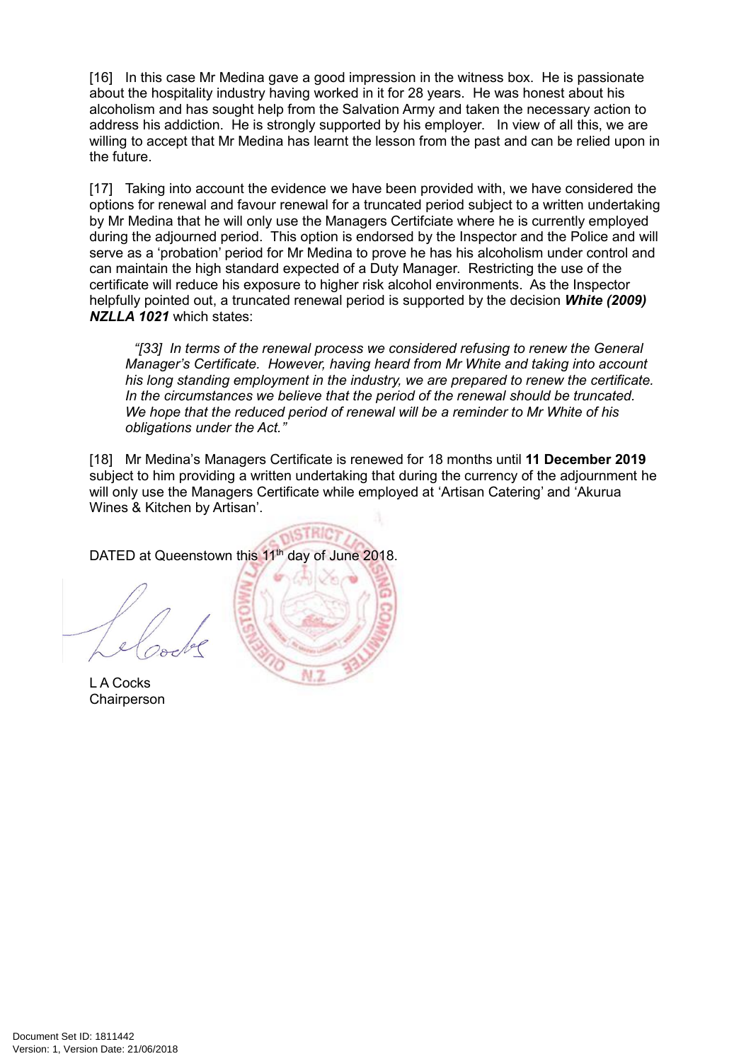[16] In this case Mr Medina gave a good impression in the witness box. He is passionate about the hospitality industry having worked in it for 28 years. He was honest about his alcoholism and has sought help from the Salvation Army and taken the necessary action to address his addiction. He is strongly supported by his employer. In view of all this, we are willing to accept that Mr Medina has learnt the lesson from the past and can be relied upon in the future.

[17] Taking into account the evidence we have been provided with, we have considered the options for renewal and favour renewal for a truncated period subject to a written undertaking by Mr Medina that he will only use the Managers Certifciate where he is currently employed during the adjourned period. This option is endorsed by the Inspector and the Police and will serve as a 'probation' period for Mr Medina to prove he has his alcoholism under control and can maintain the high standard expected of a Duty Manager. Restricting the use of the certificate will reduce his exposure to higher risk alcohol environments. As the Inspector helpfully pointed out, a truncated renewal period is supported by the decision ***White (2009) NZLLA 1021*** which states:

> *"[33] In terms of the renewal process we considered refusing to renew the General Manager's Certificate. However, having heard from Mr White and taking into account his long standing employment in the industry, we are prepared to renew the certificate. In the circumstances we believe that the period of the renewal should be truncated. We hope that the reduced period of renewal will be a reminder to Mr White of his obligations under the Act."*

[18] Mr Medina's Managers Certificate is renewed for 18 months until **11 December 2019** subject to him providing a written undertaking that during the currency of the adjournment he will only use the Managers Certificate while employed at 'Artisan Catering' and 'Akurua Wines & Kitchen by Artisan'.

DATED at Queenstown this 11th day of June 2018.

L A Cocks
Chairperson

Document Set ID: 1811442
Version: 1, Version Date: 21/06/2018